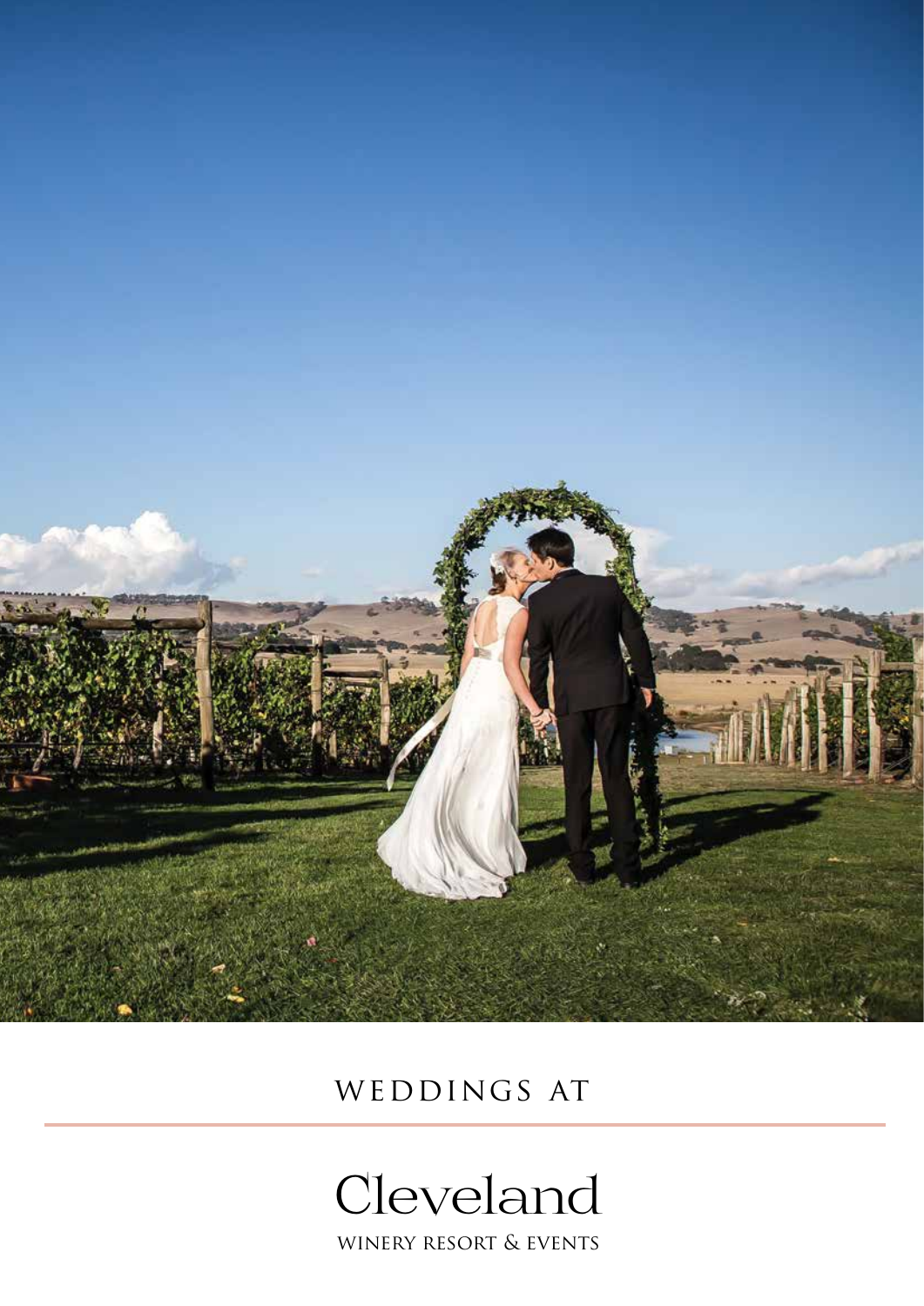WEDDINGS AT

# Cleveland

WINERY RESORT & EVENTS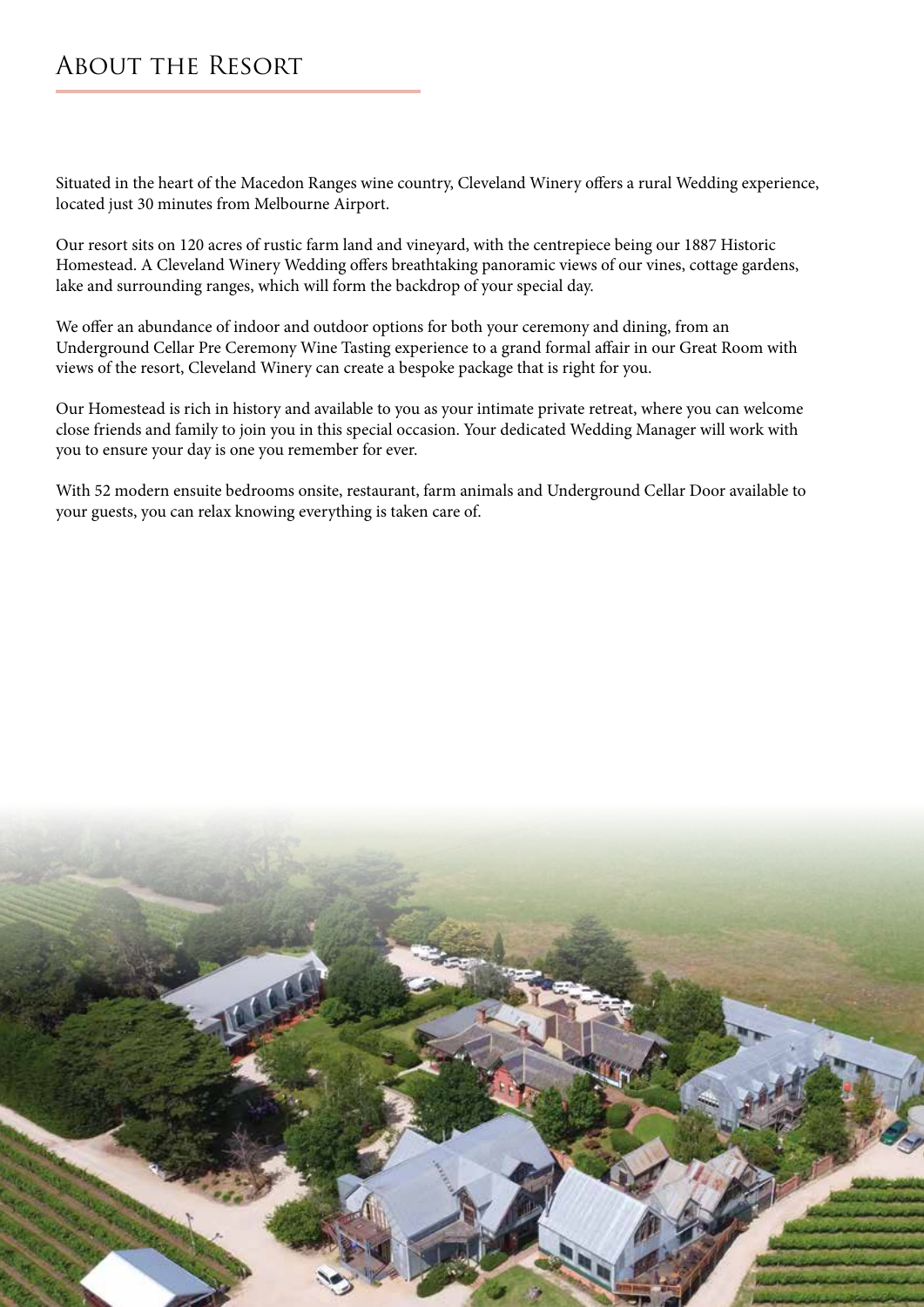# About the Resort

Situated in the heart of the Macedon Ranges wine country, Cleveland Winery offers a rural Wedding experience, located just 30 minutes from Melbourne Airport.

Our resort sits on 120 acres of rustic farm land and vineyard, with the centrepiece being our 1887 Historic Homestead. A Cleveland Winery Wedding offers breathtaking panoramic views of our vines, cottage gardens, lake and surrounding ranges, which will form the backdrop of your special day.

We offer an abundance of indoor and outdoor options for both your ceremony and dining, from an Underground Cellar Pre Ceremony Wine Tasting experience to a grand formal affair in our Great Room with views of the resort, Cleveland Winery can create a bespoke package that is right for you.

Our Homestead is rich in history and available to you as your intimate private retreat, where you can welcome close friends and family to join you in this special occasion. Your dedicated Wedding Manager will work with you to ensure your day is one you remember for ever.

With 52 modern ensuite bedrooms onsite, restaurant, farm animals and Underground Cellar Door available to your guests, you can relax knowing everything is taken care of.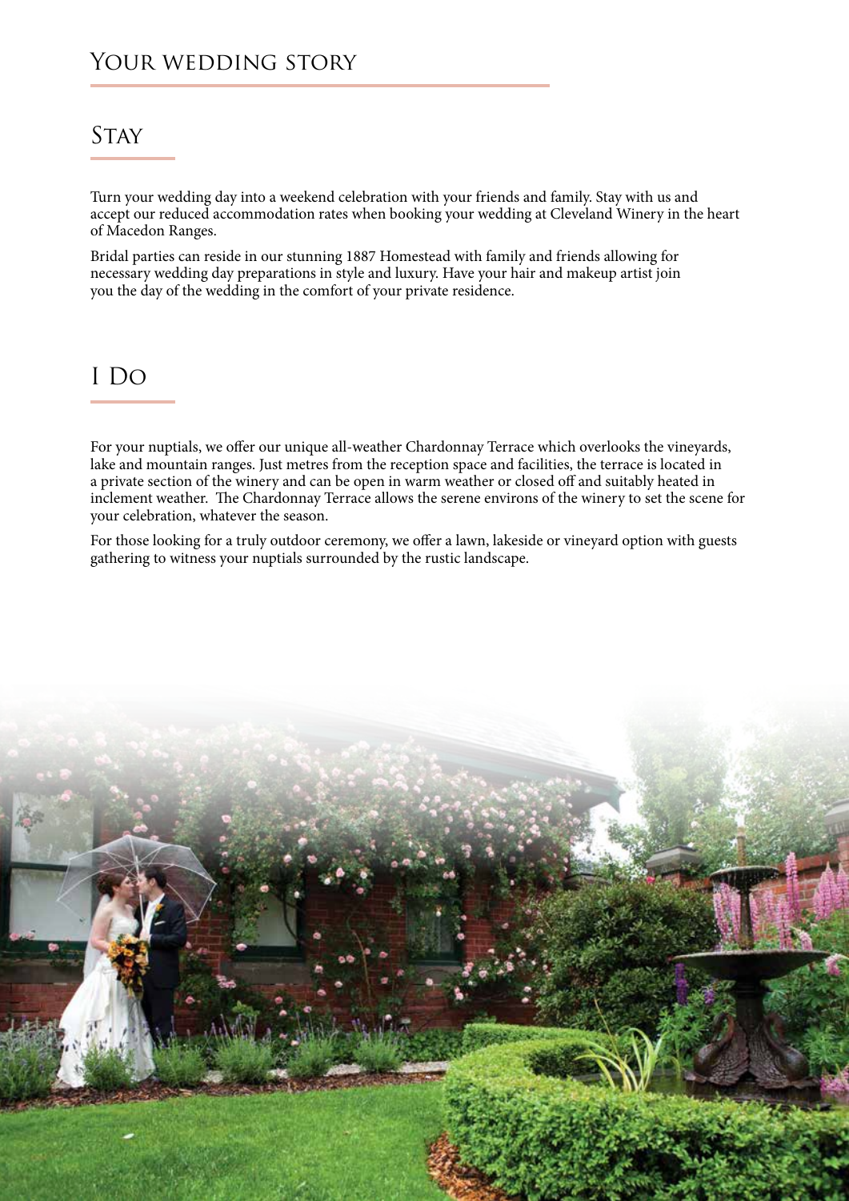# Your wedding story

## Stay

Turn your wedding day into a weekend celebration with your friends and family. Stay with us and accept our reduced accommodation rates when booking your wedding at Cleveland Winery in the heart of Macedon Ranges.

Bridal parties can reside in our stunning 1887 Homestead with family and friends allowing for necessary wedding day preparations in style and luxury. Have your hair and makeup artist join you the day of the wedding in the comfort of your private residence.

## I Do

For your nuptials, we offer our unique all-weather Chardonnay Terrace which overlooks the vineyards, lake and mountain ranges. Just metres from the reception space and facilities, the terrace is located in a private section of the winery and can be open in warm weather or closed off and suitably heated in inclement weather. The Chardonnay Terrace allows the serene environs of the winery to set the scene for your celebration, whatever the season.

For those looking for a truly outdoor ceremony, we offer a lawn, lakeside or vineyard option with guests gathering to witness your nuptials surrounded by the rustic landscape.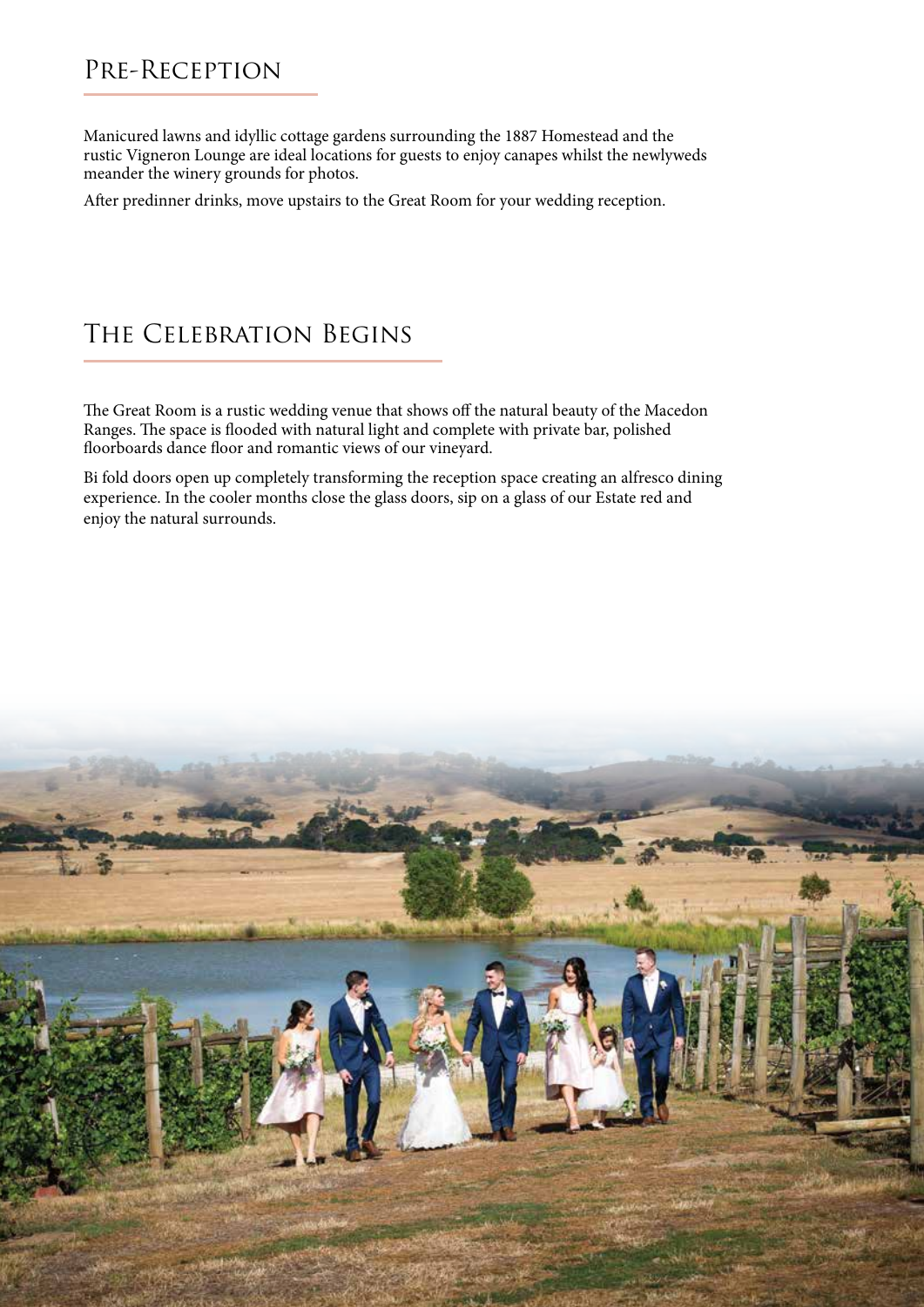## Pre-Reception

Manicured lawns and idyllic cottage gardens surrounding the 1887 Homestead and the rustic Vigneron Lounge are ideal locations for guests to enjoy canapes whilst the newlyweds meander the winery grounds for photos.

After predinner drinks, move upstairs to the Great Room for your wedding reception.

## The Celebration Begins

The Great Room is a rustic wedding venue that shows off the natural beauty of the Macedon Ranges. The space is flooded with natural light and complete with private bar, polished floorboards dance floor and romantic views of our vineyard.

Bi fold doors open up completely transforming the reception space creating an alfresco dining experience. In the cooler months close the glass doors, sip on a glass of our Estate red and enjoy the natural surrounds.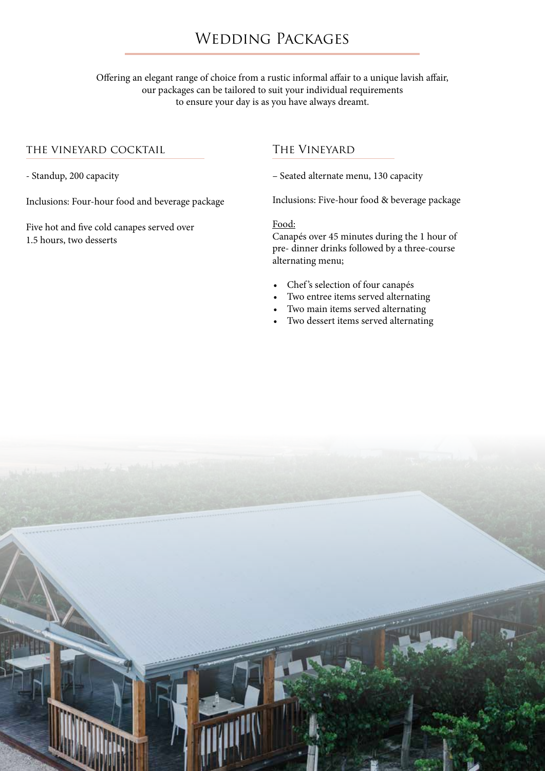# Wedding Packages

Offering an elegant range of choice from a rustic informal affair to a unique lavish affair, our packages can be tailored to suit your individual requirements to ensure your day is as you have always dreamt.

## the vineyard cocktail

- Standup, 200 capacity

Inclusions: Four-hour food and beverage package

Five hot and five cold canapes served over 1.5 hours, two desserts

## The Vineyard

– Seated alternate menu, 130 capacity

Inclusions: Five-hour food & beverage package

Food:
Canapés over 45 minutes during the 1 hour of pre- dinner drinks followed by a three-course alternating menu;

- Chef's selection of four canapés
- Two entree items served alternating
- Two main items served alternating
- Two dessert items served alternating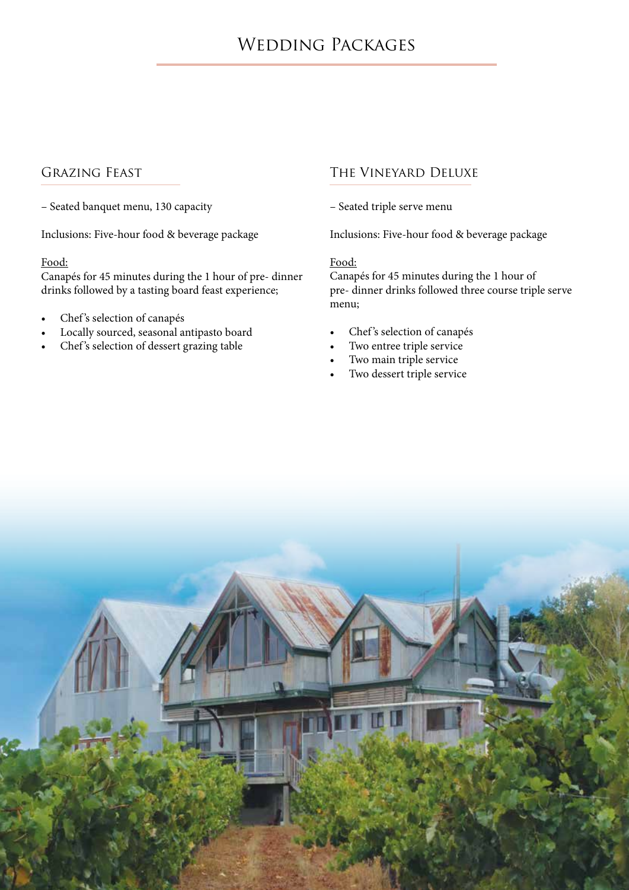# Wedding Packages

## Grazing Feast

– Seated banquet menu, 130 capacity

Inclusions: Five-hour food & beverage package

Food:
Canapés for 45 minutes during the 1 hour of pre- dinner drinks followed by a tasting board feast experience;

- Chef's selection of canapés
- Locally sourced, seasonal antipasto board
- Chef's selection of dessert grazing table

## The Vineyard Deluxe

– Seated triple serve menu

Inclusions: Five-hour food & beverage package

Food:
Canapés for 45 minutes during the 1 hour of pre- dinner drinks followed three course triple serve menu;

- Chef's selection of canapés
- Two entree triple service
- Two main triple service
- Two dessert triple service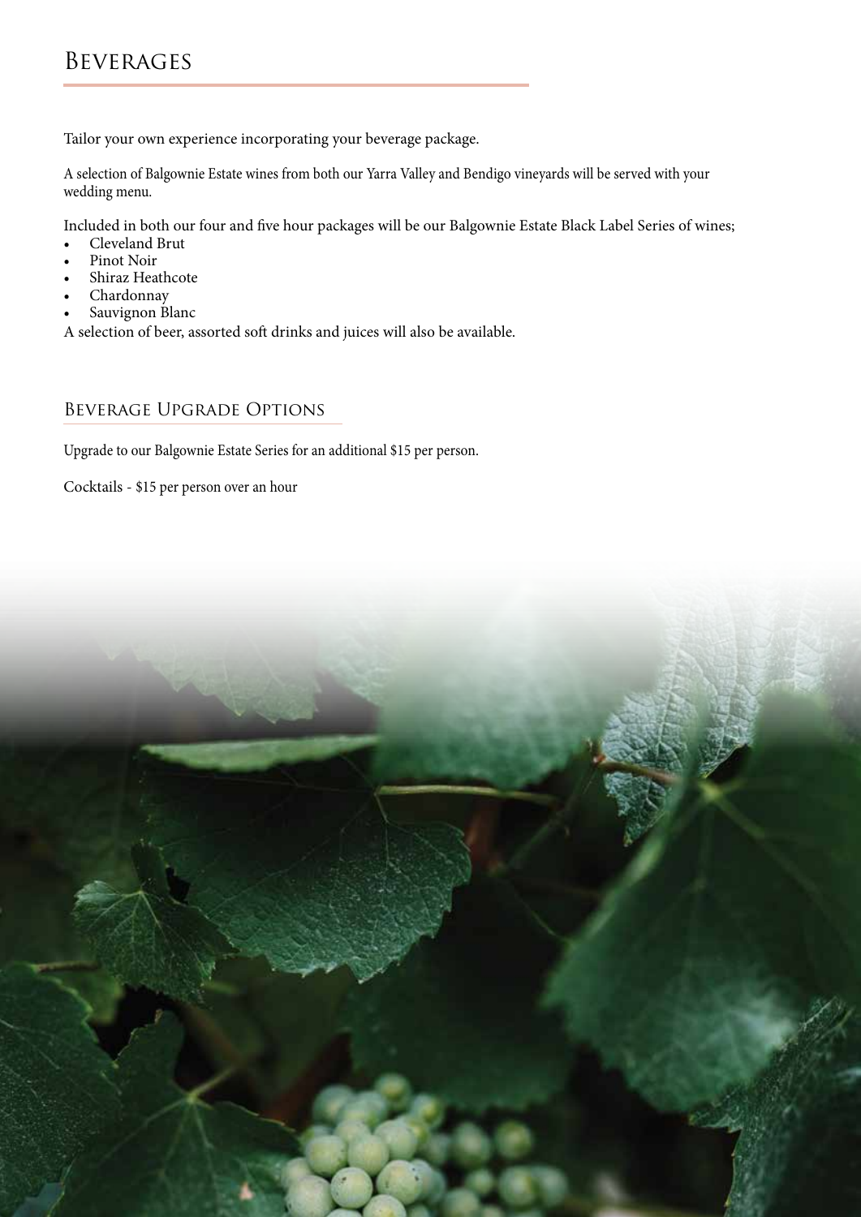# Beverages

Tailor your own experience incorporating your beverage package.

A selection of Balgownie Estate wines from both our Yarra Valley and Bendigo vineyards will be served with your wedding menu.

Included in both our four and five hour packages will be our Balgownie Estate Black Label Series of wines;

- Cleveland Brut
- Pinot Noir
- Shiraz Heathcote
- Chardonnay
- Sauvignon Blanc

A selection of beer, assorted soft drinks and juices will also be available.

## Beverage Upgrade Options

Upgrade to our Balgownie Estate Series for an additional $15 per person.

Cocktails - $15 per person over an hour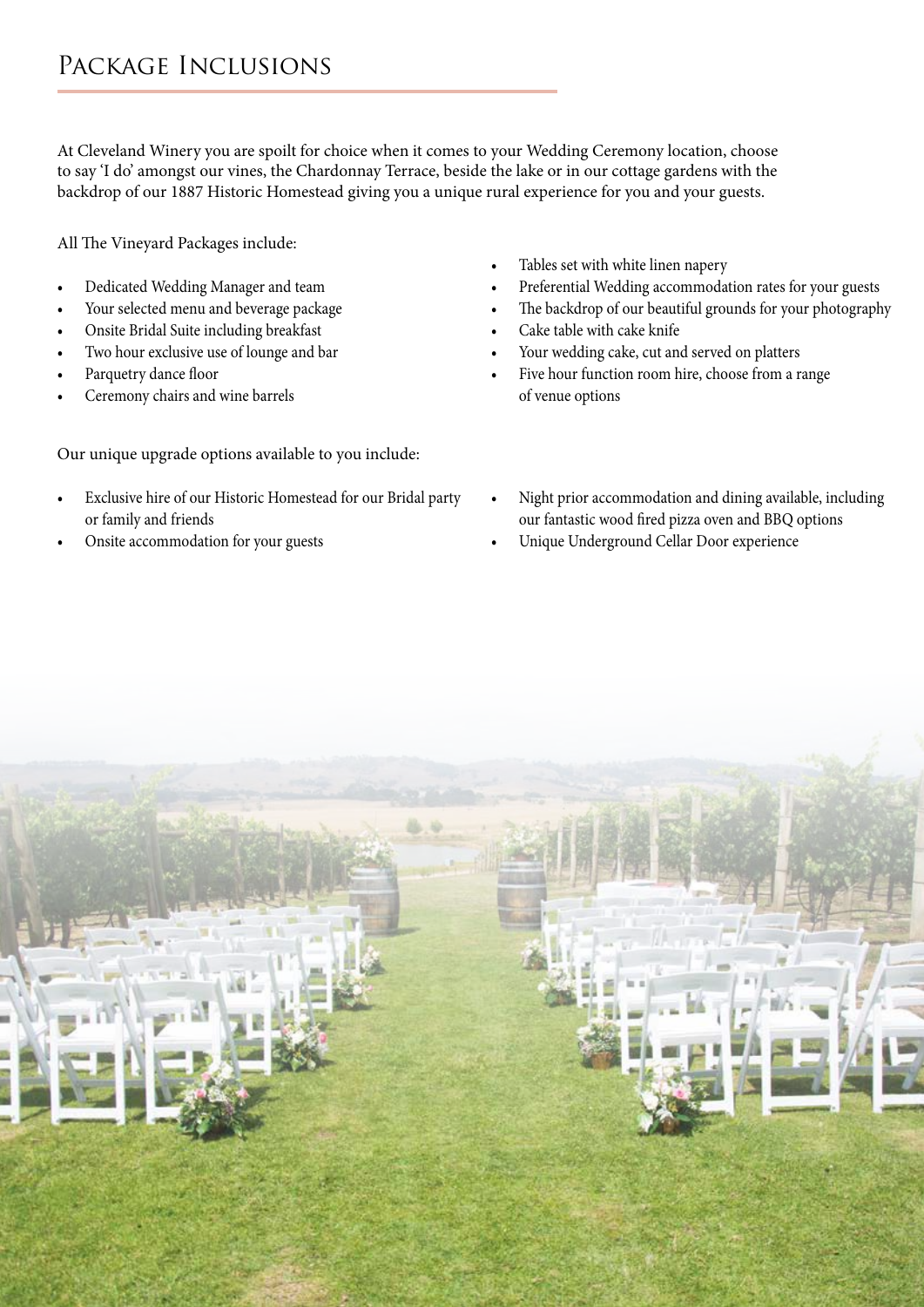# Package Inclusions

At Cleveland Winery you are spoilt for choice when it comes to your Wedding Ceremony location, choose to say 'I do' amongst our vines, the Chardonnay Terrace, beside the lake or in our cottage gardens with the backdrop of our 1887 Historic Homestead giving you a unique rural experience for you and your guests.

All The Vineyard Packages include:

- Dedicated Wedding Manager and team
- Your selected menu and beverage package
- Onsite Bridal Suite including breakfast
- Two hour exclusive use of lounge and bar
- Parquetry dance floor
- Ceremony chairs and wine barrels
- Tables set with white linen napery
- Preferential Wedding accommodation rates for your guests
- The backdrop of our beautiful grounds for your photography
- Cake table with cake knife
- Your wedding cake, cut and served on platters
- Five hour function room hire, choose from a range of venue options

Our unique upgrade options available to you include:

- Exclusive hire of our Historic Homestead for our Bridal party or family and friends
- Onsite accommodation for your guests
- Night prior accommodation and dining available, including our fantastic wood fired pizza oven and BBQ options
- Unique Underground Cellar Door experience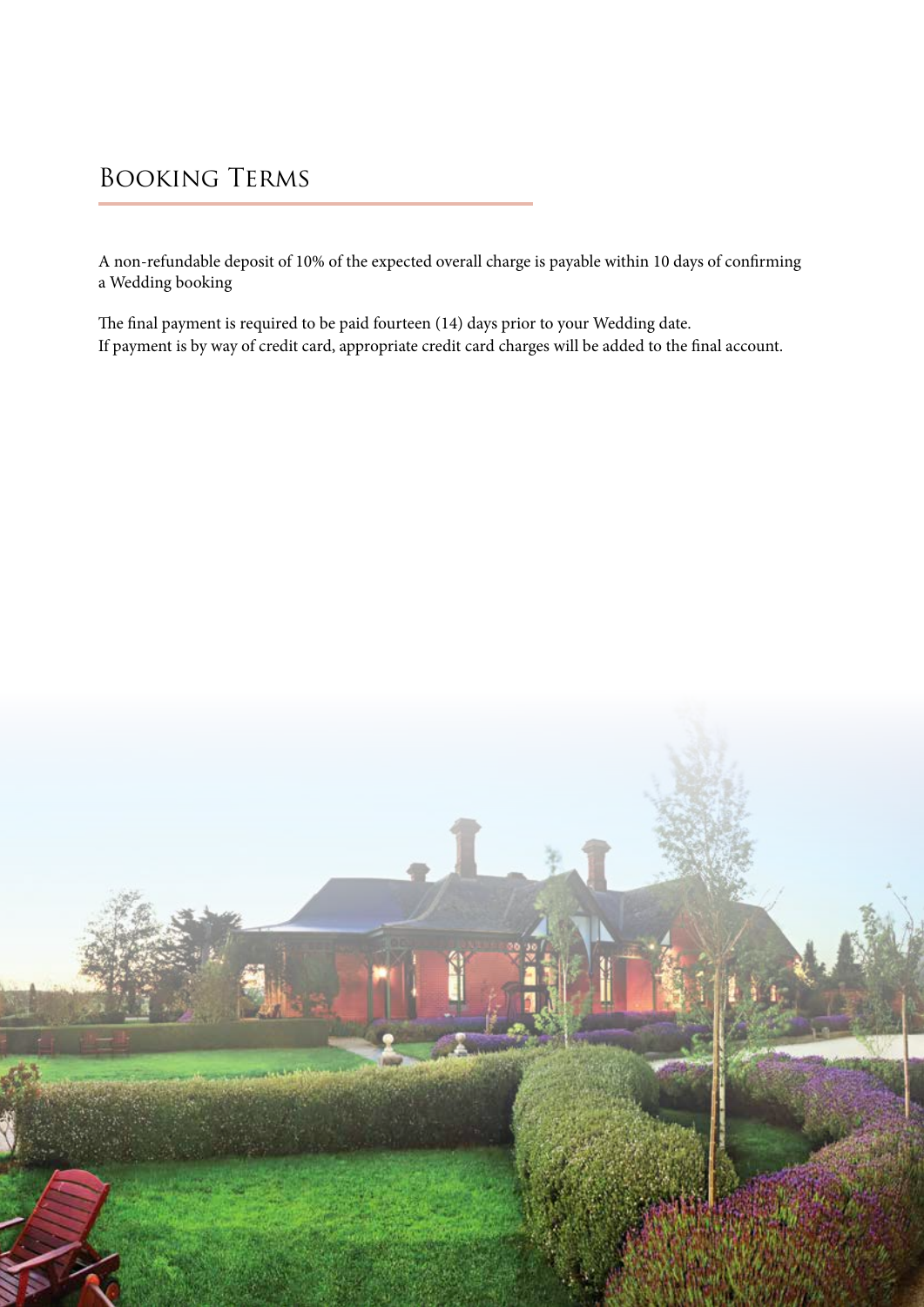## Booking Terms

A non-refundable deposit of 10% of the expected overall charge is payable within 10 days of confirming a Wedding booking

The final payment is required to be paid fourteen (14) days prior to your Wedding date.
If payment is by way of credit card, appropriate credit card charges will be added to the final account.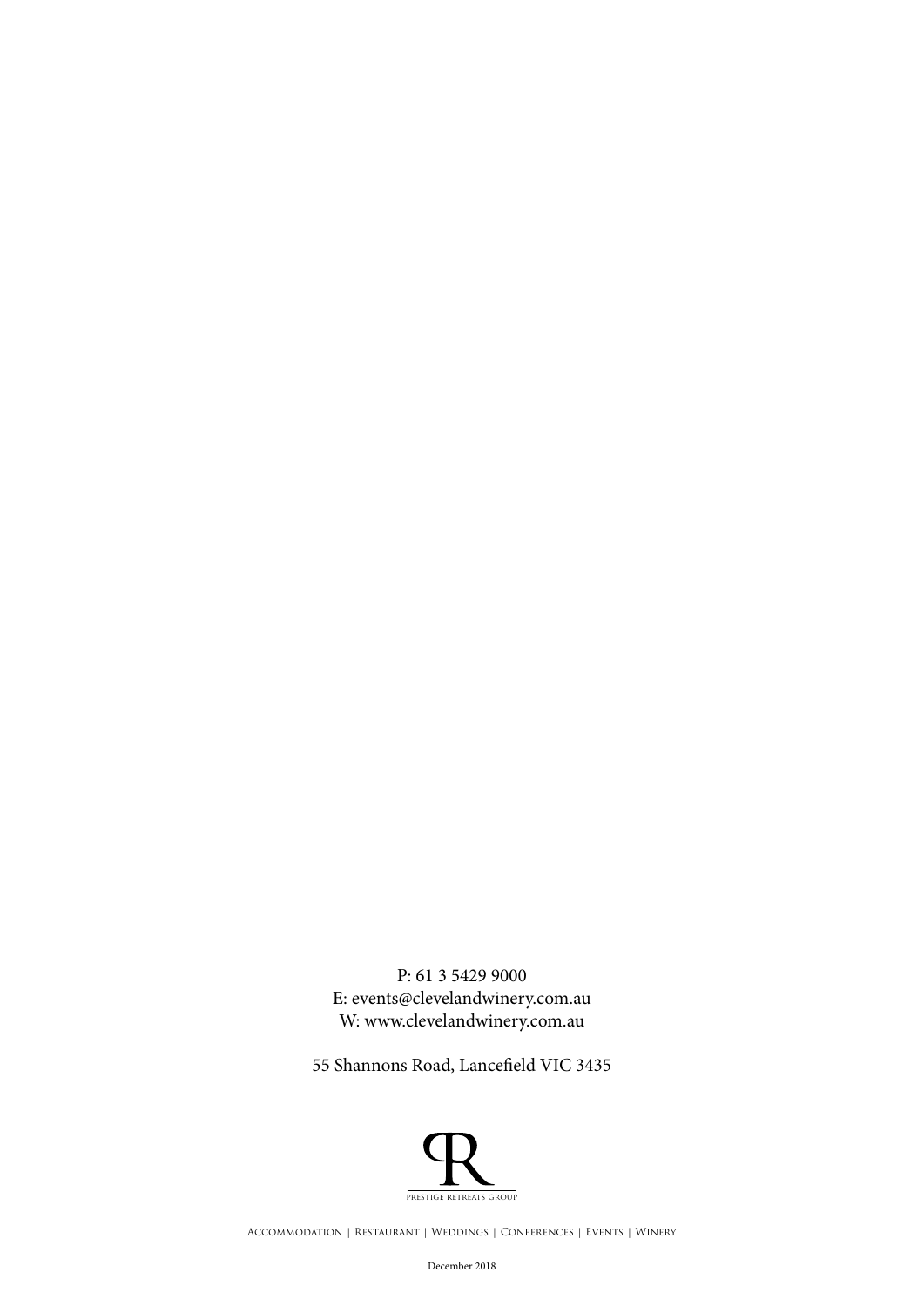P: 61 3 5429 9000
E: events@clevelandwinery.com.au
W: www.clevelandwinery.com.au

55 Shannons Road, Lancefield VIC 3435

PRESTIGE RETREATS GROUP

ACCOMMODATION | RESTAURANT | WEDDINGS | CONFERENCES | EVENTS | WINERY

December 2018